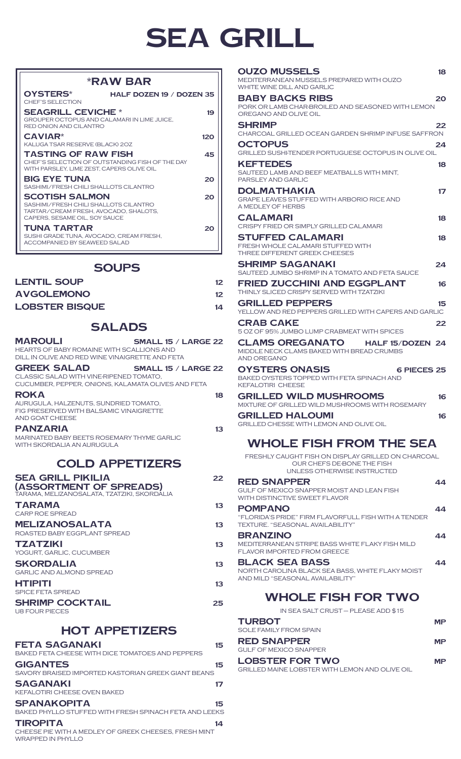# SEA GRILL

## *RAW BAR

**OYSTERS*** — HALF DOZEN 19 / DOZEN 35
CHEF'S SELECTION

**SEAGRILL CEVICHE *** — 19
GROUPER OCTOPUS AND CALAMARI IN LIME JUICE, RED ONION AND CILANTRO

**CAVIAR*** — 120
KALUGA TSAR RESERVE (BLACK) 2OZ

**TASTING OF RAW FISH** — 45
CHEF'S SELECTION OF OUTSTANDING FISH OF THE DAY WITH PARSLEY, LIME ZEST, CAPERS OLIVE OIL

**BIG EYE TUNA** — 20
SASHIMI/FRESH CHILI SHALLOTS CILANTRO

**SCOTISH SALMON** — 20
SASHIMI/FRESH CHILI SHALLOTS CILANTRO TARTAR/CREAM FRESH, AVOCADO, SHALOTS, CAPERS, SESAME OIL, SOY SAUCE

**TUNA TARTAR** — 20
SUSHI GRADE TUNA, AVOCADO, CREAM FRESH, ACCOMPANIED BY SEAWEED SALAD

## SOUPS

**LENTIL SOUP** — 12

**AVGOLEMONO** — 12

**LOBSTER BISQUE** — 14

## SALADS

**MAROULI** — SMALL 15 / LARGE 22
HEARTS OF BABY ROMAINE WITH SCALLIONS AND DILL IN OLIVE AND RED WINE VINAIGRETTE AND FETA

**GREEK SALAD** — SMALL 15 / LARGE 22
CLASSIC SALAD WITH VINE-RIPENED TOMATO, CUCUMBER, PEPPER, ONIONS, KALAMATA OLIVES AND FETA

**ROKA** — 18
AURUGULA, HALZENUTS, SUNDRIED TOMATO, FIG PRESERVED WITH BALSAMIC VINAIGRETTE AND GOAT CHEESE

**PANZARIA** — 13
MARINATED BABY BEETS ROSEMARY THYME GARLIC WITH SKORDALIA AN AURUGULA

## COLD APPETIZERS

**SEA GRILL PIKILIA (ASSORTMENT OF SPREADS)** — 22
TARAMA, MELIZANOSALATA, TZATZIKI, SKORDALIA

**TARAMA** — 13
CARP ROE SPREAD

**MELIZANOSALATA** — 13
ROASTED BABY EGGPLANT SPREAD

**TZATZIKI** — 13
YOGURT, GARLIC, CUCUMBER

**SKORDALIA** — 13
GARLIC AND ALMOND SPREAD

**HTIPITI** — 13
SPICE FETA SPREAD

**SHRIMP COCKTAIL** — 25
U8 FOUR PIECES

## HOT APPETIZERS

**FETA SAGANAKI** — 15
BAKED FETA CHEESE WITH DICE TOMATOES AND PEPPERS

**GIGANTES** — 15
SAVORY BRAISED IMPORTED KASTORIAN GREEK GIANT BEANS

**SAGANAKI** — 17
KEFALOTIRI CHEESE OVEN BAKED

**SPANAKOPITA** — 15
BAKED PHYLLO STUFFED WITH FRESH SPINACH FETA AND LEEKS

**TIROPITA** — 14
CHEESE PIE WITH A MEDLEY OF GREEK CHEESES, FRESH MINT WRAPPED IN PHYLLO

**OUZO MUSSELS** — 18
MEDITERRANEAN MUSSELS PREPARED WITH OUZO WHITE WINE DILL AND GARLIC

**BABY BACKS RIBS** — 20
PORK OR LAMB CHAR-BROILED AND SEASONED WITH LEMON OREGANO AND OLIVE OIL

**SHRIMP** — 22
CHARCOAL GRILLED OCEAN GARDEN SHRIMP INFUSE SAFFRON

**OCTOPUS** — 24
GRILLED SUSHI-TENDER PORTUGUESE OCTOPUS IN OLIVE OIL

**KEFTEDES** — 18
SAUTEED LAMB AND BEEF MEATBALLS WITH MINT, PARSLEY AND GARLIC

**DOLMATHAKIA** — 17
GRAPE LEAVES STUFFED WITH ARBORIO RICE AND A MEDLEY OF HERBS

**CALAMARI** — 18
CRISPY FRIED OR SIMPLY GRILLED CALAMARI

**STUFFED CALAMARI** — 18
FRESH WHOLE CALAMARI STUFFED WITH THREE DIFFERENT GREEK CHEESES

**SHRIMP SAGANAKI** — 24
SAUTEED JUMBO SHRIMP IN A TOMATO AND FETA SAUCE

**FRIED ZUCCHINI AND EGGPLANT** — 16
THINLY SLICED CRISPY SERVED WITH TZATZIKI

**GRILLED PEPPERS** — 15
YELLOW AND RED PEPPERS GRILLED WITH CAPERS AND GARLIC

**CRAB CAKE** — 22
5 OZ OF 95% JUMBO LUMP CRABMEAT WITH SPICES

**CLAMS OREGANATO** — HALF 15/DOZEN 24
MIDDLE NECK CLAMS BAKED WITH BREAD CRUMBS AND OREGANO

**OYSTERS ONASIS** — 6 PIECES 25
BAKED OYSTERS TOPPED WITH FETA SPINACH AND KEFALOTIRI CHEESE

**GRILLED WILD MUSHROOMS** — 16
MIXTURE OF GRILLED WILD MUSHROOMS WITH ROSEMARY

**GRILLED HALOUMI** — 16
GRILLED CHESSE WITH LEMON AND OLIVE OIL

## WHOLE FISH FROM THE SEA

FRESHLY CAUGHT FISH ON DISPLAY GRILLED ON CHARCOAL OUR CHEFS DE-BONE THE FISH UNLESS OTHERWISE INSTRUCTED

**RED SNAPPER** — 44
GULF OF MEXICO SNAPPER MOIST AND LEAN FISH WITH DISTINCTIVE SWEET FLAVOR

**POMPANO** — 44
"FLORIDA'S PRIDE" FIRM FLAVORFULL FISH WITH A TENDER TEXTURE. "SEASONAL AVAILABILITY"

**BRANZINO** — 44
MEDITERRANEAN STRIPE BASS WHITE FLAKY FISH MILD FLAVOR IMPORTED FROM GREECE

**BLACK SEA BASS** — 44
NORTH CAROLINA BLACK SEA BASS, WHITE FLAKY MOIST AND MILD "SEASONAL AVAILABILITY"

## WHOLE FISH FOR TWO

IN SEA SALT CRUST – PLEASE ADD $15

**TURBOT** — MP
SOLE FAMILY FROM SPAIN

**RED SNAPPER** — MP
GULF OF MEXICO SNAPPER

**LOBSTER FOR TWO** — MP
GRILLED MAINE LOBSTER WITH LEMON AND OLIVE OIL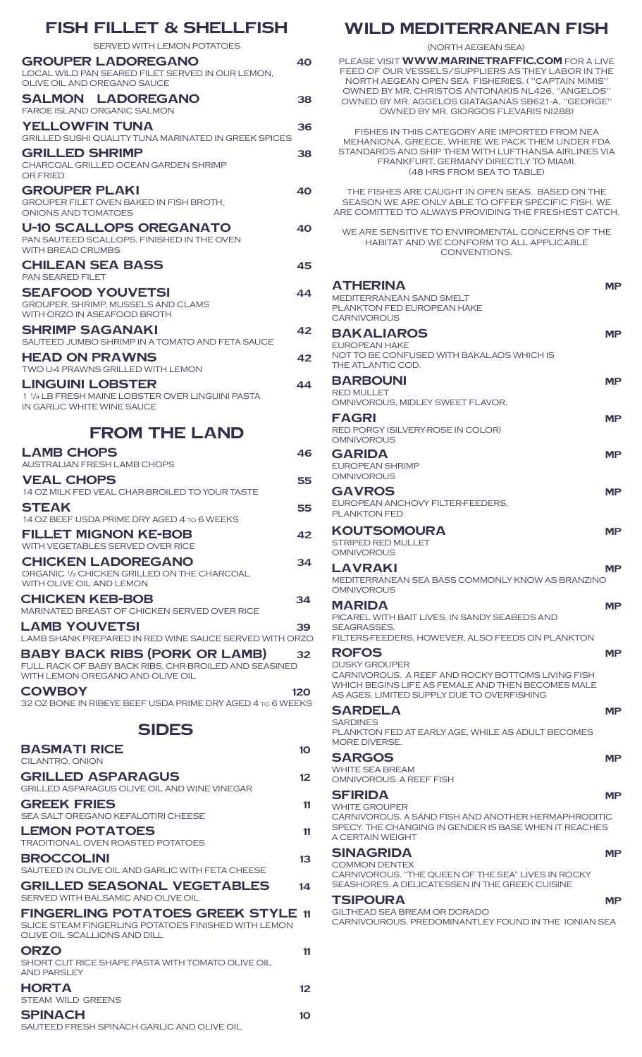## FISH FILLET & SHELLFISH

SERVED WITH LEMON POTATOES

**GROUPER LADOREGANO** 40
LOCAL WILD PAN SEARED FILET SERVED IN OUR LEMON, OLIVE OIL AND OREGANO SAUCE

**SALMON LADOREGANO** 38
FAROE ISLAND ORGANIC SALMON

**YELLOWFIN TUNA** 36
GRILLED SUSHI QUALITY TUNA MARINATED IN GREEK SPICES

**GRILLED SHRIMP** 38
CHARCOAL GRILLED OCEAN GARDEN SHRIMP OR FRIED

**GROUPER PLAKI** 40
GROUPER FILET OVEN BAKED IN FISH BROTH, ONIONS AND TOMATOES

**U-10 SCALLOPS OREGANATO** 40
PAN SAUTEED SCALLOPS, FINISHED IN THE OVEN WITH BREAD CRUMBS

**CHILEAN SEA BASS** 45
PAN SEARED FILET

**SEAFOOD YOUVETSI** 44
GROUPER, SHRIMP, MUSSELS AND CLAMS WITH ORZO IN ASEAFOOD BROTH

**SHRIMP SAGANAKI** 42
SAUTEED JUMBO SHRIMP IN A TOMATO AND FETA SAUCE

**HEAD ON PRAWNS** 42
TWO U-4 PRAWNS GRILLED WITH LEMON

**LINGUINI LOBSTER** 44
1 1/4 LB FRESH MAINE LOBSTER OVER LINGUINI PASTA IN GARLIC WHITE WINE SAUCE

## FROM THE LAND

**LAMB CHOPS** 46
AUSTRALIAN FRESH LAMB CHOPS

**VEAL CHOPS** 55
14 OZ MILK FED VEAL CHAR-BROILED TO YOUR TASTE

**STEAK** 55
14 OZ BEEF USDA PRIME DRY AGED 4 TO 6 WEEKS

**FILLET MIGNON KE-BOB** 42
WITH VEGETABLES SERVED OVER RICE

**CHICKEN LADOREGANO** 34
ORGANIC 1/2 CHICKEN GRILLED ON THE CHARCOAL WITH OLIVE OIL AND LEMON

**CHICKEN KEB-BOB** 34
MARINATED BREAST OF CHICKEN SERVED OVER RICE

**LAMB YOUVETSI** 39
LAMB SHANK PREPARED IN RED WINE SAUCE SERVED WITH ORZO

**BABY BACK RIBS (PORK OR LAMB)** 32
FULL RACK OF BABY BACK RIBS, CHR-BROILED AND SEASINED WITH LEMON OREGANO AND OLIVE OIL

**COWBOY** 120
32 OZ BONE IN RIBEYE BEEF USDA PRIME DRY AGED 4 TO 6 WEEKS

## SIDES

**BASMATI RICE** 10
CILANTRO, ONION

**GRILLED ASPARAGUS** 12
GRILLED ASPARAGUS OLIVE OIL AND WINE VINEGAR

**GREEK FRIES** 11
SEA SALT OREGANO KEFALOTIRI CHEESE

**LEMON POTATOES** 11
TRADITIONAL OVEN ROASTED POTATOES

**BROCCOLINI** 13
SAUTEED IN OLIVE OIL AND GARLIC WITH FETA CHEESE

**GRILLED SEASONAL VEGETABLES** 14
SERVED WITH BALSAMIC AND OLIVE OIL

**FINGERLING POTATOES GREEK STYLE** 11
SLICE STEAM FINGERLING POTATOES FINISHED WITH LEMON OLIVE OIL SCALLIONS AND DILL

**ORZO** 11
SHORT CUT RICE SHAPE PASTA WITH TOMATO OLIVE OIL AND PARSLEY

**HORTA** 12
STEAM WILD GREENS

**SPINACH** 10
SAUTEED FRESH SPINACH GARLIC AND OLIVE OIL

## WILD MEDITERRANEAN FISH

(NORTH AEGEAN SEA)

PLEASE VISIT **WWW.MARINETRAFFIC.COM** FOR A LIVE FEED OF OUR VESSELS/SUPPLIERS AS THEY LABOR IN THE NORTH AEGEAN OPEN SEA FISHERIES. ("CAPTAIN MIMIS" OWNED BY MR. CHRISTOS ANTONAKIS NL426, "ANGELOS" OWNED BY MR. AGGELOS GIATAGANAS SB621-A, "GEORGE" OWNED BY MR. GIORGOS FLEVARIS NI288)

FISHES IN THIS CATEGORY ARE IMPORTED FROM NEA MEHANIONA, GREECE, WHERE WE PACK THEM UNDER FDA STANDARDS AND SHIP THEM WITH LUFTHANSA AIRLINES VIA FRANKFURT, GERMANY DIRECTLY TO MIAMI. (48 HRS FROM SEA TO TABLE)

THE FISHES ARE CAUGHT IN OPEN SEAS. BASED ON THE SEASON WE ARE ONLY ABLE TO OFFER SPECIFIC FISH. WE ARE COMITTED TO ALWAYS PROVIDING THE FRESHEST CATCH.

WE ARE SENSITIVE TO ENVIROMENTAL CONCERNS OF THE HABITAT AND WE CONFORM TO ALL APPLICABLE CONVENTIONS.

**ATHERINA** MP
MEDITERRANEAN SAND SMELT
PLANKTON FED EUROPEAN HAKE
CARNIVOROUS

**BAKALIAROS** MP
EUROPEAN HAKE
NOT TO BE CONFUSED WITH BAKALAOS WHICH IS THE ATLANTIC COD.

**BARBOUNI** MP
RED MULLET
OMNIVOROUS, MIDLEY SWEET FLAVOR.

**FAGRI** MP
RED PORGY (SILVERY-ROSE IN COLOR)
OMNIVOROUS

**GARIDA** MP
EUROPEAN SHRIMP
OMNIVOROUS

**GAVROS** MP
EUROPEAN ANCHOVY FILTER-FEEDERS, PLANKTON FED

**KOUTSOMOURA** MP
STRIPED RED MULLET
OMNIVOROUS

**LAVRAKI** MP
MEDITERRANEAN SEA BASS COMMONLY KNOW AS BRANZINO
OMNIVOROUS

**MARIDA** MP
PICAREL WITH BAIT LIVES, IN SANDY SEABEDS AND SEAGRASSES.
FILTERS-FEEDERS, HOWEVER, ALSO FEEDS ON PLANKTON

**ROFOS** MP
DUSKY GROUPER
CARNIVOROUS. A REEF AND ROCKY BOTTOMS LIVING FISH WHICH BEGINS LIFE AS FEMALE AND THEN BECOMES MALE AS AGES. LIMITED SUPPLY DUE TO OVERFISHING

**SARDELA** MP
SARDINES
PLANKTON FED AT EARLY AGE, WHILE AS ADULT BECOMES MORE DIVERSE.

**SARGOS** MP
WHITE SEA BREAM
OMNIVOROUS. A REEF FISH

**SFIRIDA** MP
WHITE GROUPER
CARNIVOROUS. A SAND FISH AND ANOTHER HERMAPHRODITIC SPECY. THE CHANGING IN GENDER IS BASE WHEN IT REACHES A CERTAIN WEIGHT

**SINAGRIDA** MP
COMMON DENTEX
CARNIVOROUS. "THE QUEEN OF THE SEA" LIVES IN ROCKY SEASHORES. A DELICATESSEN IN THE GREEK CUISINE

**TSIPOURA** MP
GILTHEAD SEA BREAM OR DORADO
CARNIVOUROUS. PREDOMINANTLEY FOUND IN THE IONIAN SEA